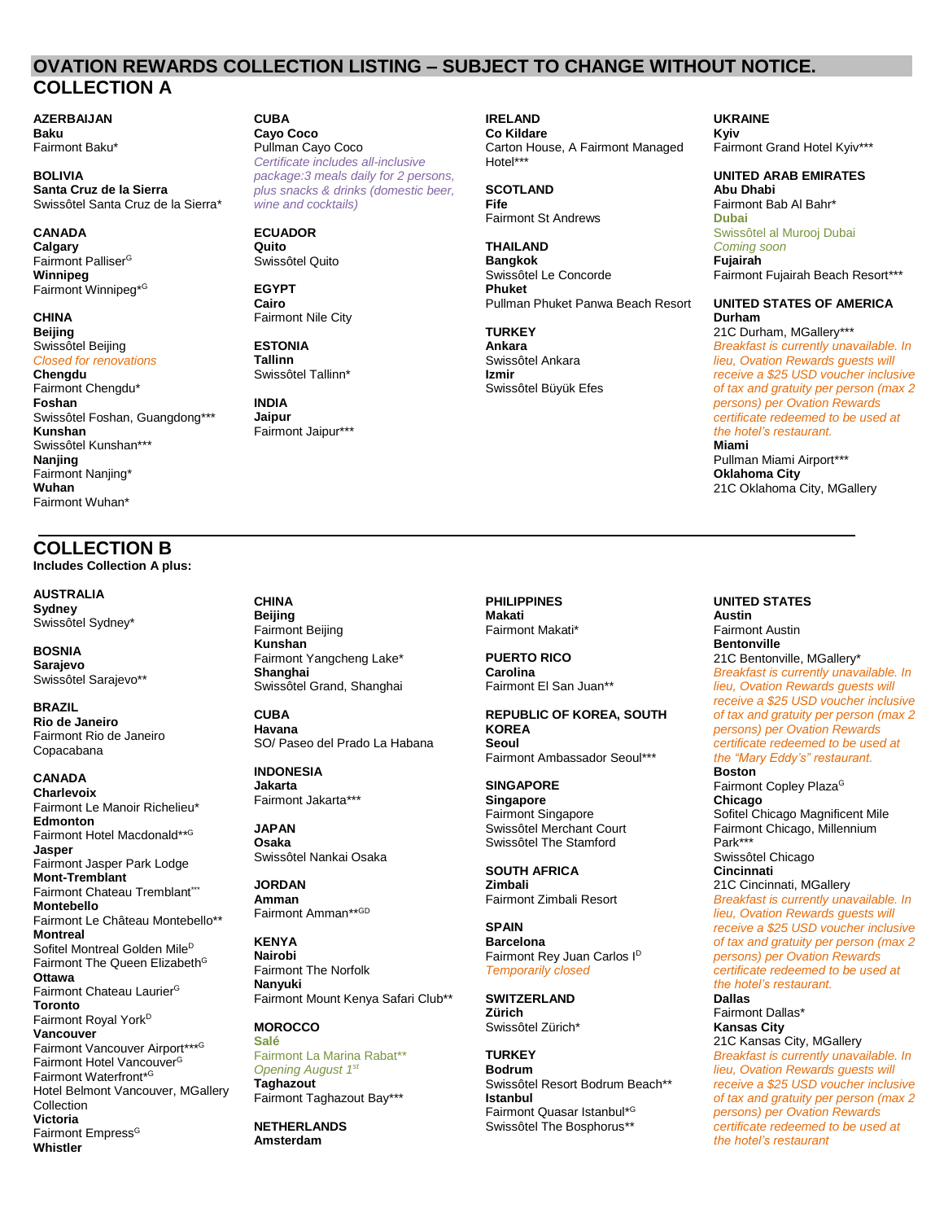# OVATION REWARDS COLLECTION LISTING – SUBJECT TO CHANGE WITHOUT NOTICE.

## COLLECTION A

**AZERBAIJAN**
**Baku**
Fairmont Baku*

**BOLIVIA**
**Santa Cruz de la Sierra**
Swissôtel Santa Cruz de la Sierra*

**CANADA**
**Calgary**
Fairmont Palliser[G]
**Winnipeg**
Fairmont Winnipeg*[G]

**CHINA**
**Beijing**
Swissôtel Beijing
*Closed for renovations*
**Chengdu**
Fairmont Chengdu*
**Foshan**
Swissôtel Foshan, Guangdong***
**Kunshan**
Swissôtel Kunshan***
**Nanjing**
Fairmont Nanjing*
**Wuhan**
Fairmont Wuhan*

**CUBA**
**Cayo Coco**
Pullman Cayo Coco
*Certificate includes all-inclusive package:3 meals daily for 2 persons, plus snacks & drinks (domestic beer, wine and cocktails)*

**ECUADOR**
**Quito**
Swissôtel Quito

**EGYPT**
**Cairo**
Fairmont Nile City

**ESTONIA**
**Tallinn**
Swissôtel Tallinn*

**INDIA**
**Jaipur**
Fairmont Jaipur***

**IRELAND**
**Co Kildare**
Carton House, A Fairmont Managed Hotel***

**SCOTLAND**
**Fife**
Fairmont St Andrews

**THAILAND**
**Bangkok**
Swissôtel Le Concorde
**Phuket**
Pullman Phuket Panwa Beach Resort

**TURKEY**
**Ankara**
Swissôtel Ankara
**Izmir**
Swissôtel Büyük Efes

**UKRAINE**
**Kyiv**
Fairmont Grand Hotel Kyiv***

**UNITED ARAB EMIRATES**
**Abu Dhabi**
Fairmont Bab Al Bahr*
**Dubai**
Swissôtel al Murooj Dubai
*Coming soon*
**Fujairah**
Fairmont Fujairah Beach Resort***

**UNITED STATES OF AMERICA**
**Durham**
21C Durham, MGallery***
*Breakfast is currently unavailable. In lieu, Ovation Rewards guests will receive a $25 USD voucher inclusive of tax and gratuity per person (max 2 persons) per Ovation Rewards certificate redeemed to be used at the hotel's restaurant.*
**Miami**
Pullman Miami Airport***
**Oklahoma City**
21C Oklahoma City, MGallery

## COLLECTION B

**Includes Collection A plus:**

**AUSTRALIA**
**Sydney**
Swissôtel Sydney*

**BOSNIA**
**Sarajevo**
Swissôtel Sarajevo**

**BRAZIL**
**Rio de Janeiro**
Fairmont Rio de Janeiro Copacabana

**CANADA**
**Charlevoix**
Fairmont Le Manoir Richelieu*
**Edmonton**
Fairmont Hotel Macdonald**[G]
**Jasper**
Fairmont Jasper Park Lodge
**Mont-Tremblant**
Fairmont Chateau Tremblant***
**Montebello**
Fairmont Le Château Montebello**
**Montreal**
Sofitel Montreal Golden Mile[D]
Fairmont The Queen Elizabeth[G]
**Ottawa**
Fairmont Chateau Laurier[G]
**Toronto**
Fairmont Royal York[D]
**Vancouver**
Fairmont Vancouver Airport***[G]
Fairmont Hotel Vancouver[G]
Fairmont Waterfront*[G]
Hotel Belmont Vancouver, MGallery Collection
**Victoria**
Fairmont Empress[G]
**Whistler**

**CHINA**
**Beijing**
Fairmont Beijing
**Kunshan**
Fairmont Yangcheng Lake*
**Shanghai**
Swissôtel Grand, Shanghai

**CUBA**
**Havana**
SO/ Paseo del Prado La Habana

**INDONESIA**
**Jakarta**
Fairmont Jakarta***

**JAPAN**
**Osaka**
Swissôtel Nankai Osaka

**JORDAN**
**Amman**
Fairmont Amman**[GD]

**KENYA**
**Nairobi**
Fairmont The Norfolk
**Nanyuki**
Fairmont Mount Kenya Safari Club**

**MOROCCO**
**Salé**
Fairmont La Marina Rabat**
*Opening August 1st*
**Taghazout**
Fairmont Taghazout Bay***

**NETHERLANDS**
**Amsterdam**

**PHILIPPINES**
**Makati**
Fairmont Makati*

**PUERTO RICO**
**Carolina**
Fairmont El San Juan**

**REPUBLIC OF KOREA, SOUTH KOREA**
**Seoul**
Fairmont Ambassador Seoul***

**SINGAPORE**
**Singapore**
Fairmont Singapore
Swissôtel Merchant Court
Swissôtel The Stamford

**SOUTH AFRICA**
**Zimbali**
Fairmont Zimbali Resort

**SPAIN**
**Barcelona**
Fairmont Rey Juan Carlos I[D]
*Temporarily closed*

**SWITZERLAND**
**Zürich**
Swissôtel Zürich*

**TURKEY**
**Bodrum**
Swissôtel Resort Bodrum Beach**
**Istanbul**
Fairmont Quasar Istanbul*[G]
Swissôtel The Bosphorus**

**UNITED STATES**
**Austin**
Fairmont Austin
**Bentonville**
21C Bentonville, MGallery*
*Breakfast is currently unavailable. In lieu, Ovation Rewards guests will receive a $25 USD voucher inclusive of tax and gratuity per person (max 2 persons) per Ovation Rewards certificate redeemed to be used at the "Mary Eddy's" restaurant.*
**Boston**
Fairmont Copley Plaza[G]
**Chicago**
Sofitel Chicago Magnificent Mile
Fairmont Chicago, Millennium Park***
Swissôtel Chicago
**Cincinnati**
21C Cincinnati, MGallery
*Breakfast is currently unavailable. In lieu, Ovation Rewards guests will receive a $25 USD voucher inclusive of tax and gratuity per person (max 2 persons) per Ovation Rewards certificate redeemed to be used at the hotel's restaurant.*
**Dallas**
Fairmont Dallas*
**Kansas City**
21C Kansas City, MGallery
*Breakfast is currently unavailable. In lieu, Ovation Rewards guests will receive a $25 USD voucher inclusive of tax and gratuity per person (max 2 persons) per Ovation Rewards certificate redeemed to be used at the hotel's restaurant*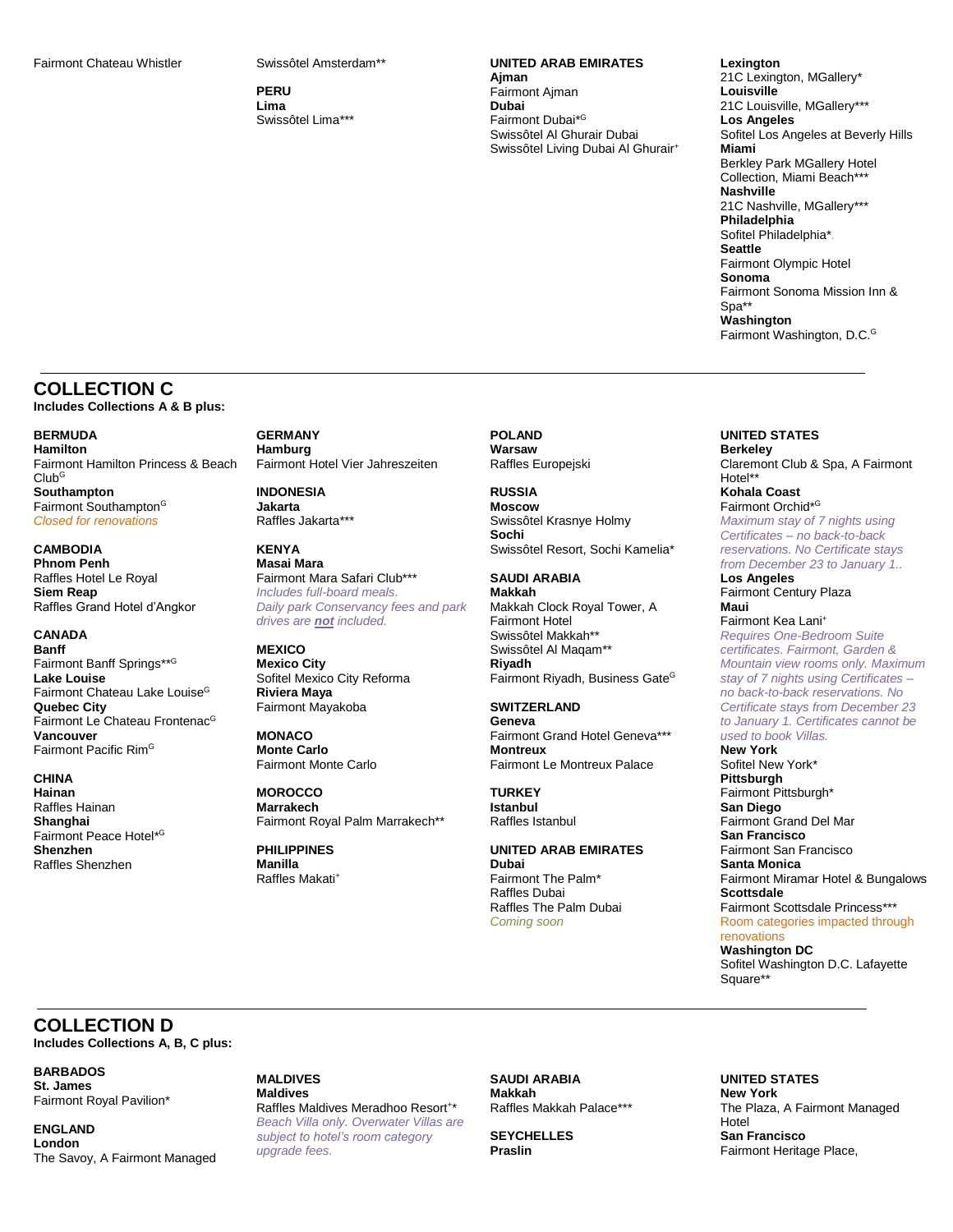Fairmont Chateau Whistler

Swissôtel Amsterdam**

**PERU**
**Lima**
Swissôtel Lima***

**UNITED ARAB EMIRATES**
**Ajman**
Fairmont Ajman
**Dubai**
Fairmont Dubai*[G]
Swissôtel Al Ghurair Dubai
Swissôtel Living Dubai Al Ghurair[+]

**Lexington**
21C Lexington, MGallery*
**Louisville**
21C Louisville, MGallery***
**Los Angeles**
Sofitel Los Angeles at Beverly Hills
**Miami**
Berkley Park MGallery Hotel Collection, Miami Beach***
**Nashville**
21C Nashville, MGallery***
**Philadelphia**
Sofitel Philadelphia*
**Seattle**
Fairmont Olympic Hotel
**Sonoma**
Fairmont Sonoma Mission Inn & Spa**
**Washington**
Fairmont Washington, D.C.[G]

---

## COLLECTION C

**Includes Collections A & B plus:**

**BERMUDA**
**Hamilton**
Fairmont Hamilton Princess & Beach Club[G]
**Southampton**
Fairmont Southampton[G]
*Closed for renovations*

**CAMBODIA**
**Phnom Penh**
Raffles Hotel Le Royal
**Siem Reap**
Raffles Grand Hotel d'Angkor

**CANADA**
**Banff**
Fairmont Banff Springs**[G]
**Lake Louise**
Fairmont Chateau Lake Louise[G]
**Quebec City**
Fairmont Le Chateau Frontenac[G]
**Vancouver**
Fairmont Pacific Rim[G]

**CHINA**
**Hainan**
Raffles Hainan
**Shanghai**
Fairmont Peace Hotel*[G]
**Shenzhen**
Raffles Shenzhen

**GERMANY**
**Hamburg**
Fairmont Hotel Vier Jahreszeiten

**INDONESIA**
**Jakarta**
Raffles Jakarta***

**KENYA**
**Masai Mara**
Fairmont Mara Safari Club***
*Includes full-board meals.*
*Daily park Conservancy fees and park drives are **not** included.*

**MEXICO**
**Mexico City**
Sofitel Mexico City Reforma
**Riviera Maya**
Fairmont Mayakoba

**MONACO**
**Monte Carlo**
Fairmont Monte Carlo

**MOROCCO**
**Marrakech**
Fairmont Royal Palm Marrakech**

**PHILIPPINES**
**Manilla**
Raffles Makati[+]

**POLAND**
**Warsaw**
Raffles Europejski

**RUSSIA**
**Moscow**
Swissôtel Krasnye Holmy
**Sochi**
Swissôtel Resort, Sochi Kamelia*

**SAUDI ARABIA**
**Makkah**
Makkah Clock Royal Tower, A Fairmont Hotel
Swissôtel Makkah**
Swissôtel Al Maqam**
**Riyadh**
Fairmont Riyadh, Business Gate[G]

**SWITZERLAND**
**Geneva**
Fairmont Grand Hotel Geneva***
**Montreux**
Fairmont Le Montreux Palace

**TURKEY**
**Istanbul**
Raffles Istanbul

**UNITED ARAB EMIRATES**
**Dubai**
Fairmont The Palm*
Raffles Dubai
Raffles The Palm Dubai
*Coming soon*

**UNITED STATES**
**Berkeley**
Claremont Club & Spa, A Fairmont Hotel**
**Kohala Coast**
Fairmont Orchid*[G]
*Maximum stay of 7 nights using Certificates – no back-to-back reservations. No Certificate stays from December 23 to January 1..*
**Los Angeles**
Fairmont Century Plaza
**Maui**
Fairmont Kea Lani[+]
*Requires One-Bedroom Suite certificates. Fairmont, Garden & Mountain view rooms only. Maximum stay of 7 nights using Certificates – no back-to-back reservations. No Certificate stays from December 23 to January 1. Certificates cannot be used to book Villas.*
**New York**
Sofitel New York*
**Pittsburgh**
Fairmont Pittsburgh*
**San Diego**
Fairmont Grand Del Mar
**San Francisco**
Fairmont San Francisco
**Santa Monica**
Fairmont Miramar Hotel & Bungalows
**Scottsdale**
Fairmont Scottsdale Princess***
*Room categories impacted through renovations*
**Washington DC**
Sofitel Washington D.C. Lafayette Square**

---

## COLLECTION D

**Includes Collections A, B, C plus:**

**BARBADOS**
**St. James**
Fairmont Royal Pavilion*

**ENGLAND**
**London**
The Savoy, A Fairmont Managed

**MALDIVES**
**Maldives**
Raffles Maldives Meradhoo Resort[+]*
*Beach Villa only. Overwater Villas are subject to hotel's room category upgrade fees.*

**SAUDI ARABIA**
**Makkah**
Raffles Makkah Palace***

**SEYCHELLES**
**Praslin**

**UNITED STATES**
**New York**
The Plaza, A Fairmont Managed Hotel
**San Francisco**
Fairmont Heritage Place,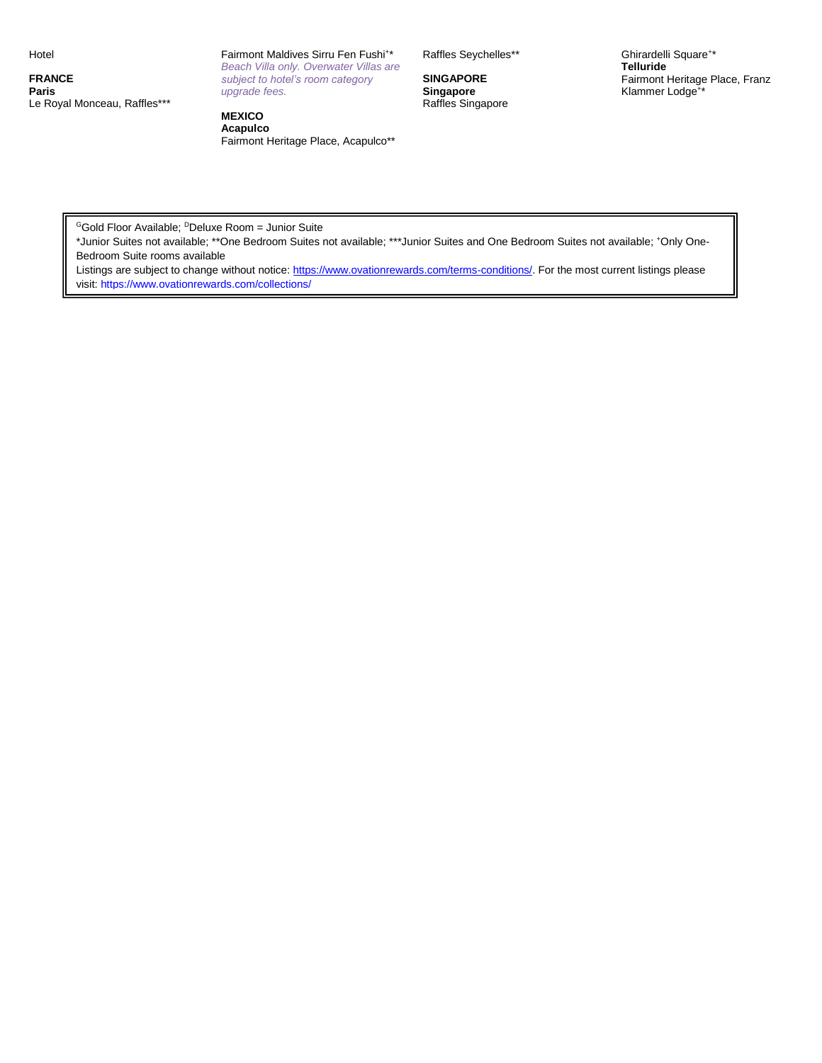Hotel

**FRANCE**
**Paris**
Le Royal Monceau, Raffles***

Fairmont Maldives Sirru Fen Fushi+*
*Beach Villa only. Overwater Villas are subject to hotel's room category upgrade fees.*

**MEXICO**
**Acapulco**
Fairmont Heritage Place, Acapulco**

Raffles Seychelles**

**SINGAPORE**
**Singapore**
Raffles Singapore

Ghirardelli Square+*
**Telluride**
Fairmont Heritage Place, Franz Klammer Lodge+*

---

[G]Gold Floor Available; [D]Deluxe Room = Junior Suite
*Junior Suites not available; **One Bedroom Suites not available; ***Junior Suites and One Bedroom Suites not available; +Only One-Bedroom Suite rooms available
Listings are subject to change without notice: https://www.ovationrewards.com/terms-conditions/. For the most current listings please visit: https://www.ovationrewards.com/collections/